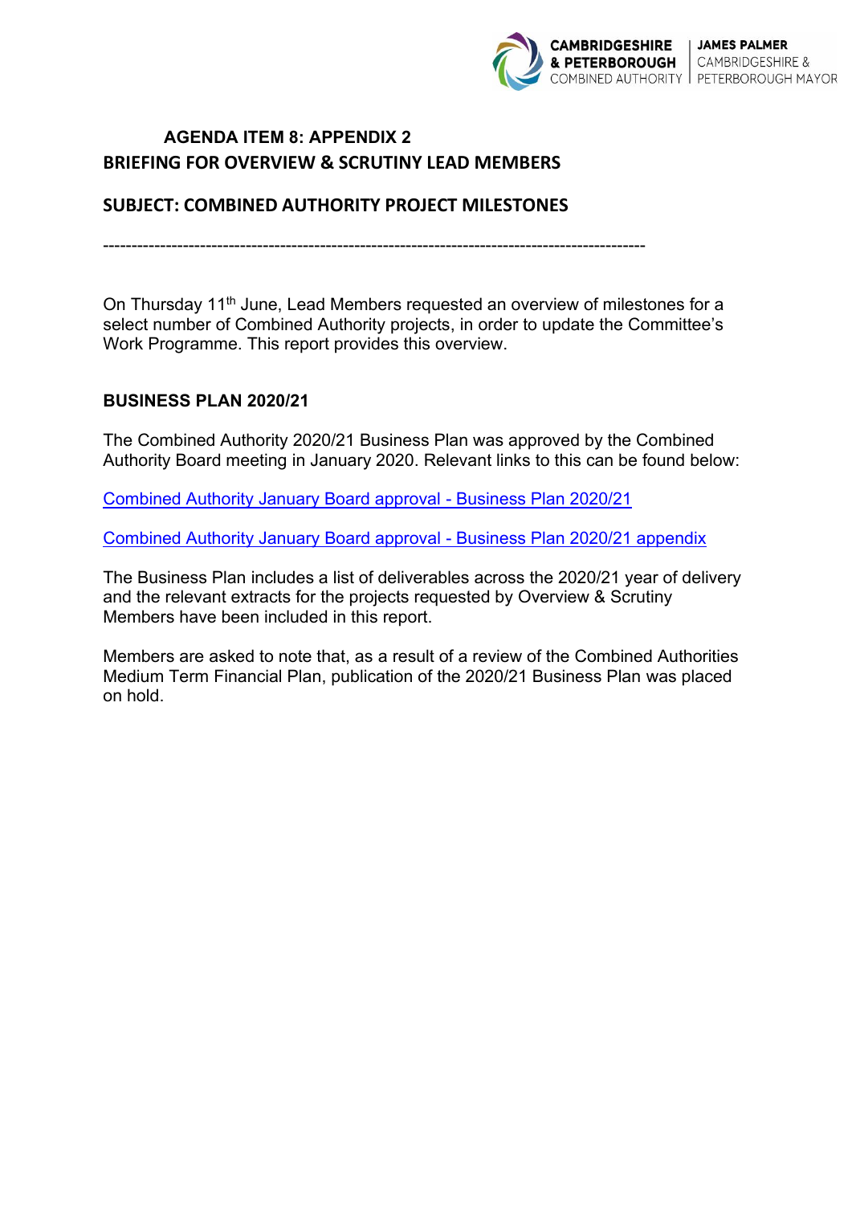CAMBRIDGESHIRE & PETERBOROUGH COMBINED AUTHORITY | JAMES PALMER CAMBRIDGESHIRE & PETERBOROUGH MAYOR

## AGENDA ITEM 8: APPENDIX 2
## BRIEFING FOR OVERVIEW & SCRUTINY LEAD MEMBERS

## SUBJECT: COMBINED AUTHORITY PROJECT MILESTONES

---

On Thursday 11th June, Lead Members requested an overview of milestones for a select number of Combined Authority projects, in order to update the Committee's Work Programme. This report provides this overview.

**BUSINESS PLAN 2020/21**

The Combined Authority 2020/21 Business Plan was approved by the Combined Authority Board meeting in January 2020. Relevant links to this can be found below:

Combined Authority January Board approval - Business Plan 2020/21

Combined Authority January Board approval - Business Plan 2020/21 appendix

The Business Plan includes a list of deliverables across the 2020/21 year of delivery and the relevant extracts for the projects requested by Overview & Scrutiny Members have been included in this report.

Members are asked to note that, as a result of a review of the Combined Authorities Medium Term Financial Plan, publication of the 2020/21 Business Plan was placed on hold.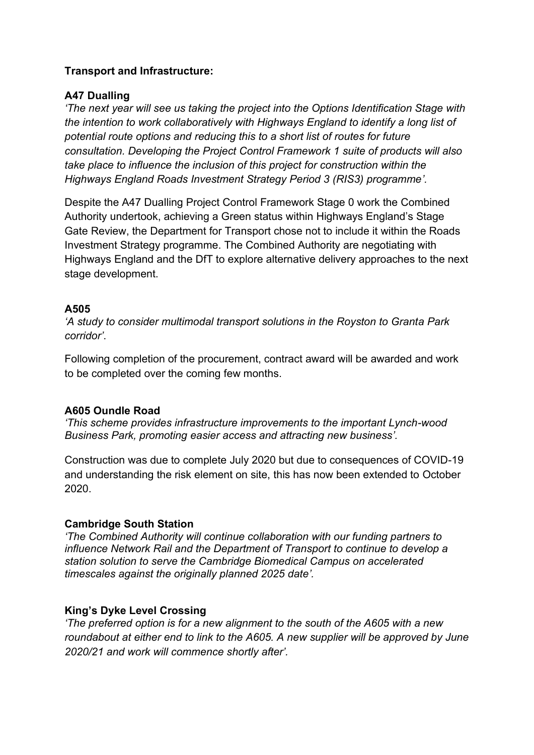**Transport and Infrastructure:**

**A47 Dualling**

*'The next year will see us taking the project into the Options Identification Stage with the intention to work collaboratively with Highways England to identify a long list of potential route options and reducing this to a short list of routes for future consultation. Developing the Project Control Framework 1 suite of products will also take place to influence the inclusion of this project for construction within the Highways England Roads Investment Strategy Period 3 (RIS3) programme'.*

Despite the A47 Dualling Project Control Framework Stage 0 work the Combined Authority undertook, achieving a Green status within Highways England's Stage Gate Review, the Department for Transport chose not to include it within the Roads Investment Strategy programme. The Combined Authority are negotiating with Highways England and the DfT to explore alternative delivery approaches to the next stage development.

**A505**

*'A study to consider multimodal transport solutions in the Royston to Granta Park corridor'.*

Following completion of the procurement, contract award will be awarded and work to be completed over the coming few months.

**A605 Oundle Road**

*'This scheme provides infrastructure improvements to the important Lynch-wood Business Park, promoting easier access and attracting new business'.*

Construction was due to complete July 2020 but due to consequences of COVID-19 and understanding the risk element on site, this has now been extended to October 2020.

**Cambridge South Station**

*'The Combined Authority will continue collaboration with our funding partners to influence Network Rail and the Department of Transport to continue to develop a station solution to serve the Cambridge Biomedical Campus on accelerated timescales against the originally planned 2025 date'.*

**King's Dyke Level Crossing**

*'The preferred option is for a new alignment to the south of the A605 with a new roundabout at either end to link to the A605. A new supplier will be approved by June 2020/21 and work will commence shortly after'.*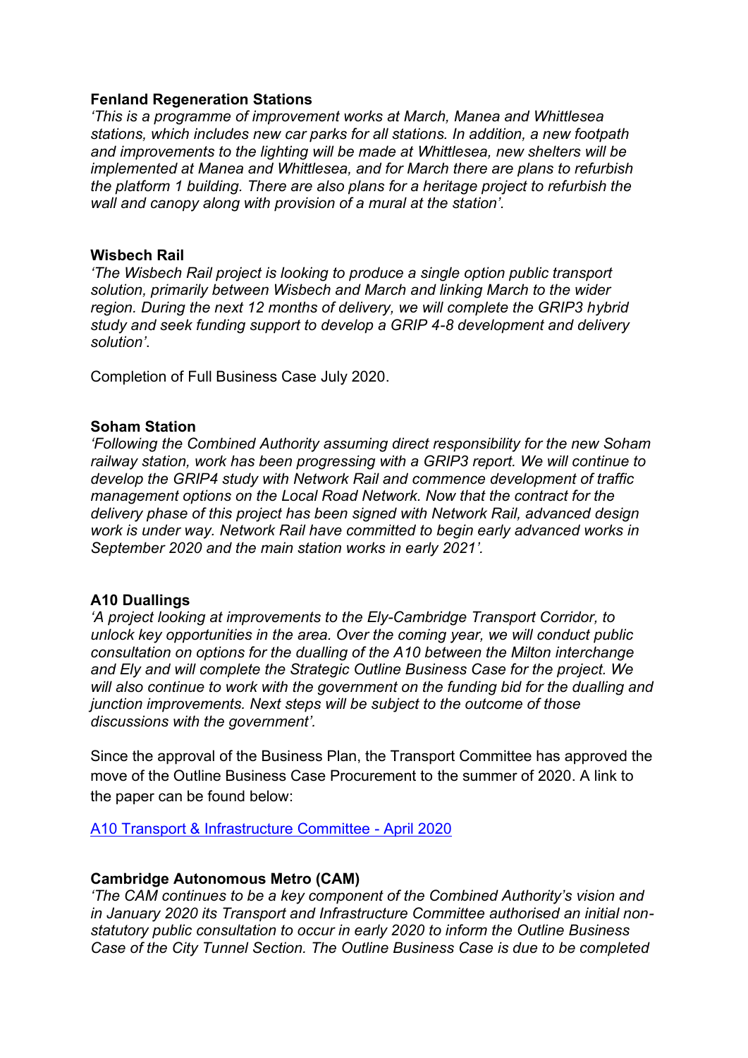**Fenland Regeneration Stations**

*'This is a programme of improvement works at March, Manea and Whittlesea stations, which includes new car parks for all stations. In addition, a new footpath and improvements to the lighting will be made at Whittlesea, new shelters will be implemented at Manea and Whittlesea, and for March there are plans to refurbish the platform 1 building. There are also plans for a heritage project to refurbish the wall and canopy along with provision of a mural at the station'.*

**Wisbech Rail**

*'The Wisbech Rail project is looking to produce a single option public transport solution, primarily between Wisbech and March and linking March to the wider region. During the next 12 months of delivery, we will complete the GRIP3 hybrid study and seek funding support to develop a GRIP 4-8 development and delivery solution'.*

Completion of Full Business Case July 2020.

**Soham Station**

*'Following the Combined Authority assuming direct responsibility for the new Soham railway station, work has been progressing with a GRIP3 report. We will continue to develop the GRIP4 study with Network Rail and commence development of traffic management options on the Local Road Network. Now that the contract for the delivery phase of this project has been signed with Network Rail, advanced design work is under way. Network Rail have committed to begin early advanced works in September 2020 and the main station works in early 2021'.*

**A10 Duallings**

*'A project looking at improvements to the Ely-Cambridge Transport Corridor, to unlock key opportunities in the area. Over the coming year, we will conduct public consultation on options for the dualling of the A10 between the Milton interchange and Ely and will complete the Strategic Outline Business Case for the project. We will also continue to work with the government on the funding bid for the dualling and junction improvements. Next steps will be subject to the outcome of those discussions with the government'.*

Since the approval of the Business Plan, the Transport Committee has approved the move of the Outline Business Case Procurement to the summer of 2020. A link to the paper can be found below:

A10 Transport & Infrastructure Committee - April 2020

**Cambridge Autonomous Metro (CAM)**

*'The CAM continues to be a key component of the Combined Authority's vision and in January 2020 its Transport and Infrastructure Committee authorised an initial non-statutory public consultation to occur in early 2020 to inform the Outline Business Case of the City Tunnel Section. The Outline Business Case is due to be completed*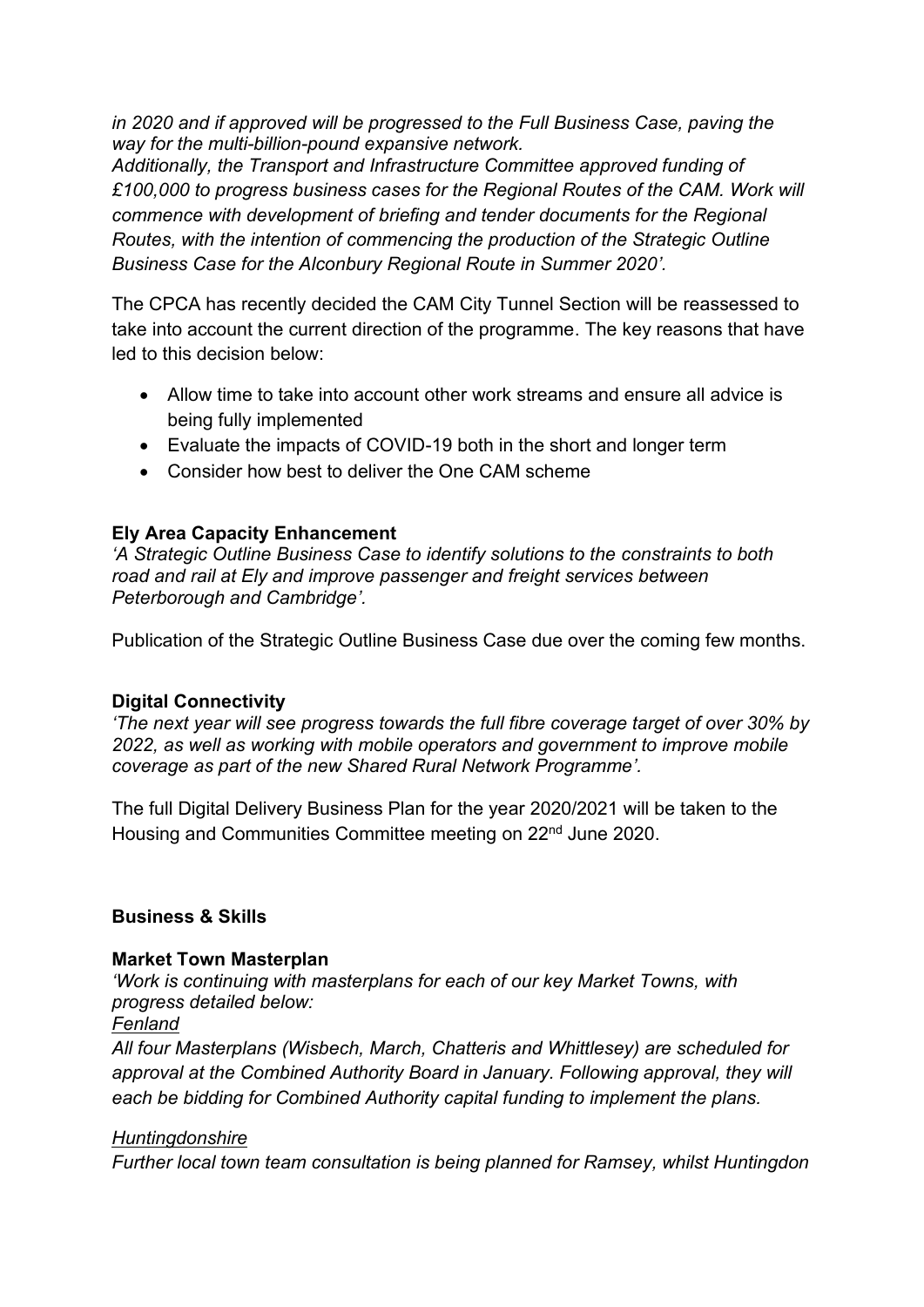*in 2020 and if approved will be progressed to the Full Business Case, paving the way for the multi-billion-pound expansive network.*
*Additionally, the Transport and Infrastructure Committee approved funding of £100,000 to progress business cases for the Regional Routes of the CAM. Work will commence with development of briefing and tender documents for the Regional Routes, with the intention of commencing the production of the Strategic Outline Business Case for the Alconbury Regional Route in Summer 2020'.*

The CPCA has recently decided the CAM City Tunnel Section will be reassessed to take into account the current direction of the programme. The key reasons that have led to this decision below:

- Allow time to take into account other work streams and ensure all advice is being fully implemented
- Evaluate the impacts of COVID-19 both in the short and longer term
- Consider how best to deliver the One CAM scheme

**Ely Area Capacity Enhancement**
*'A Strategic Outline Business Case to identify solutions to the constraints to both road and rail at Ely and improve passenger and freight services between Peterborough and Cambridge'.*

Publication of the Strategic Outline Business Case due over the coming few months.

**Digital Connectivity**
*'The next year will see progress towards the full fibre coverage target of over 30% by 2022, as well as working with mobile operators and government to improve mobile coverage as part of the new Shared Rural Network Programme'.*

The full Digital Delivery Business Plan for the year 2020/2021 will be taken to the Housing and Communities Committee meeting on 22nd June 2020.

**Business & Skills**

**Market Town Masterplan**
*'Work is continuing with masterplans for each of our key Market Towns, with progress detailed below:*
*<u>Fenland</u>*
*All four Masterplans (Wisbech, March, Chatteris and Whittlesey) are scheduled for approval at the Combined Authority Board in January. Following approval, they will each be bidding for Combined Authority capital funding to implement the plans.*

*<u>Huntingdonshire</u>*
*Further local town team consultation is being planned for Ramsey, whilst Huntingdon*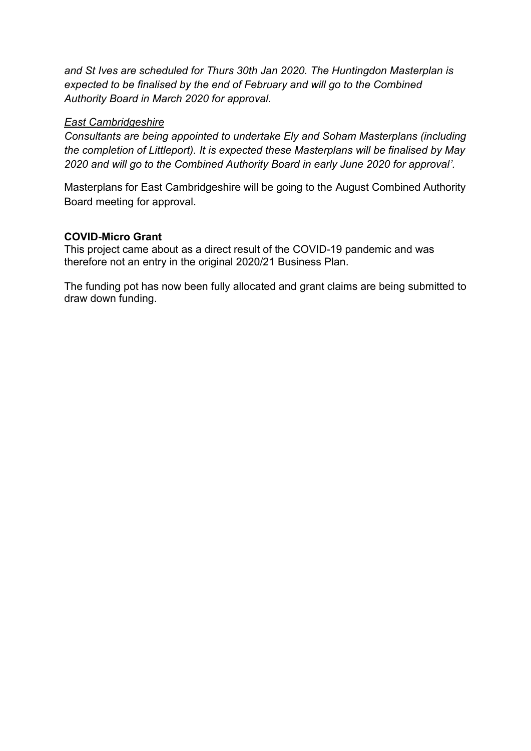*and St Ives are scheduled for Thurs 30th Jan 2020. The Huntingdon Masterplan is expected to be finalised by the end of February and will go to the Combined Authority Board in March 2020 for approval.*

*East Cambridgeshire*

*Consultants are being appointed to undertake Ely and Soham Masterplans (including the completion of Littleport). It is expected these Masterplans will be finalised by May 2020 and will go to the Combined Authority Board in early June 2020 for approval'.*

Masterplans for East Cambridgeshire will be going to the August Combined Authority Board meeting for approval.

**COVID-Micro Grant**

This project came about as a direct result of the COVID-19 pandemic and was therefore not an entry in the original 2020/21 Business Plan.

The funding pot has now been fully allocated and grant claims are being submitted to draw down funding.